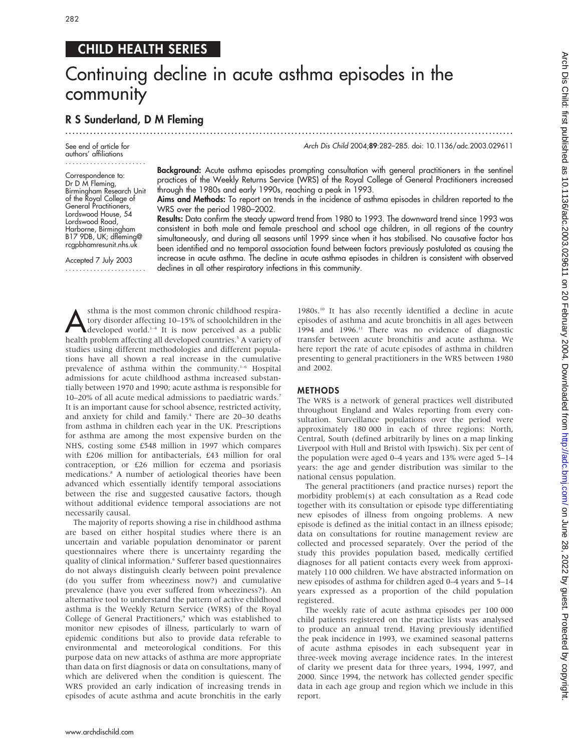## CHILD HEALTH SERIES

# Continuing decline in acute asthma episodes in the community

## R S Sunderland, D M Fleming

See end of article for authors' affiliations

Correspondence to: Dr D M Fleming, Birmingham Research Unit of the Royal College of General Practitioners, Lordswood House, 54 Lordswood Road, Harborne, Birmingham B17 9DB, UK; dfleming@rcgpbhamresunit.nhs.uk

Accepted 7 July 2003

*Arch Dis Child* 2004;**89**:282–285. doi: 10.1136/adc.2003.029611

**Background:** Acute asthma episodes prompting consultation with general practitioners in the sentinel practices of the Weekly Returns Service (WRS) of the Royal College of General Practitioners increased through the 1980s and early 1990s, reaching a peak in 1993.

**Aims and Methods:** To report on trends in the incidence of asthma episodes in children reported to the WRS over the period 1980–2002.

**Results:** Data confirm the steady upward trend from 1980 to 1993. The downward trend since 1993 was consistent in both male and female preschool and school age children, in all regions of the country simultaneously, and during all seasons until 1999 since when it has stabilised. No causative factor has been identified and no temporal association found between factors previously postulated as causing the increase in acute asthma. The decline in acute asthma episodes in children is consistent with observed declines in all other respiratory infections in this community.

Asthma is the most common chronic childhood respiratory disorder affecting 10–15% of schoolchildren in the developed world.[1–4] It is now perceived as a public health problem affecting all developed countries.[5] A variety of studies using different methodologies and different populations have all shown a real increase in the cumulative prevalence of asthma within the community.[1–6] Hospital admissions for acute childhood asthma increased substantially between 1970 and 1990; acute asthma is responsible for 10–20% of all acute medical admissions to paediatric wards.[7] It is an important cause for school absence, restricted activity, and anxiety for child and family.[4] There are 20–30 deaths from asthma in children each year in the UK. Prescriptions for asthma are among the most expensive burden on the NHS, costing some £548 million in 1997 which compares with £206 million for antibacterials, £43 million for oral contraception, or £26 million for eczema and psoriasis medications.[8] A number of aetiological theories have been advanced which essentially identify temporal associations between the rise and suggested causative factors, though without additional evidence temporal associations are not necessarily causal.

The majority of reports showing a rise in childhood asthma are based on either hospital studies where there is an uncertain and variable population denominator or parent questionnaires where there is uncertainty regarding the quality of clinical information.[6] Sufferer based questionnaires do not always distinguish clearly between point prevalence (do you suffer from wheeziness now?) and cumulative prevalence (have you ever suffered from wheeziness?). An alternative tool to understand the pattern of active childhood asthma is the Weekly Return Service (WRS) of the Royal College of General Practitioners,[9] which was established to monitor new episodes of illness, particularly to warn of epidemic conditions but also to provide data referable to environmental and meteorological conditions. For this purpose data on new attacks of asthma are more appropriate than data on first diagnosis or data on consultations, many of which are delivered when the condition is quiescent. The WRS provided an early indication of increasing trends in episodes of acute asthma and acute bronchitis in the early 1980s.[10] It has also recently identified a decline in acute episodes of asthma and acute bronchitis in all ages between 1994 and 1996.[11] There was no evidence of diagnostic transfer between acute bronchitis and acute asthma. We here report the rate of acute episodes of asthma in children presenting to general practitioners in the WRS between 1980 and 2002.

## METHODS

The WRS is a network of general practices well distributed throughout England and Wales reporting from every consultation. Surveillance populations over the period were approximately 180 000 in each of three regions: North, Central, South (defined arbitrarily by lines on a map linking Liverpool with Hull and Bristol with Ipswich). Six per cent of the population were aged 0–4 years and 13% were aged 5–14 years: the age and gender distribution was similar to the national census population.

The general practitioners (and practice nurses) report the morbidity problem(s) at each consultation as a Read code together with its consultation or episode type differentiating new episodes of illness from ongoing problems. A new episode is defined as the initial contact in an illness episode; data on consultations for routine management review are collected and processed separately. Over the period of the study this provides population based, medically certified diagnoses for all patient contacts every week from approximately 110 000 children. We have abstracted information on new episodes of asthma for children aged 0–4 years and 5–14 years expressed as a proportion of the child population registered.

The weekly rate of acute asthma episodes per 100 000 child patients registered on the practice lists was analysed to produce an annual trend. Having previously identified the peak incidence in 1993, we examined seasonal patterns of acute asthma episodes in each subsequent year in three-week moving average incidence rates. In the interest of clarity we present data for three years, 1994, 1997, and 2000. Since 1994, the network has collected gender specific data in each age group and region which we include in this report.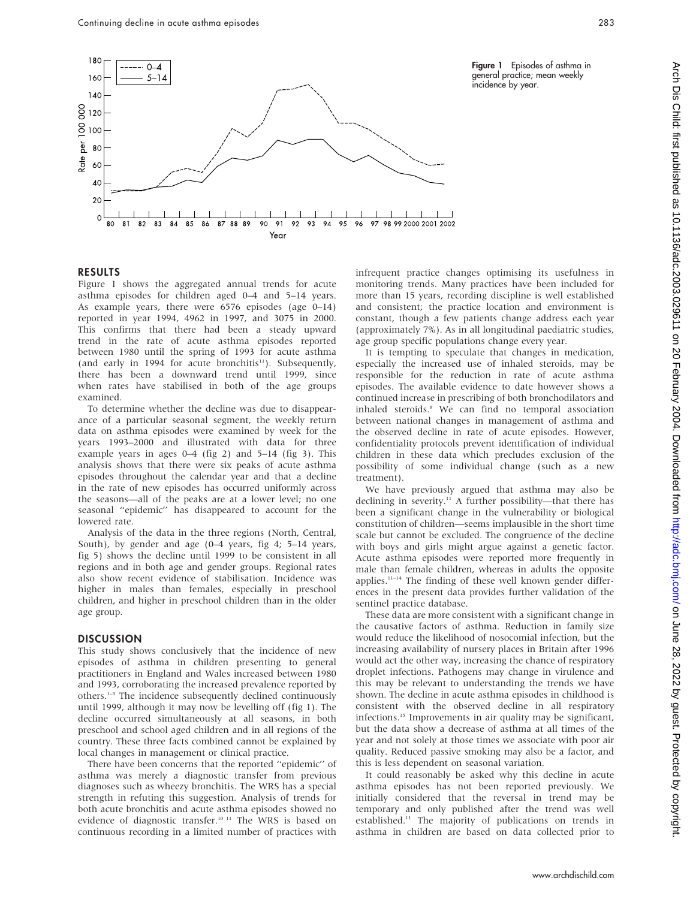Figure 1 Episodes of asthma in general practice; mean weekly incidence by year.

## RESULTS

Figure 1 shows the aggregated annual trends for acute asthma episodes for children aged 0–4 and 5–14 years. As example years, there were 6576 episodes (age 0–14) reported in year 1994, 4962 in 1997, and 3075 in 2000. This confirms that there had been a steady upward trend in the rate of acute asthma episodes reported between 1980 until the spring of 1993 for acute asthma (and early in 1994 for acute bronchitis[11]). Subsequently, there has been a downward trend until 1999, since when rates have stabilised in both of the age groups examined.

To determine whether the decline was due to disappearance of a particular seasonal segment, the weekly return data on asthma episodes were examined by week for the years 1993–2000 and illustrated with data for three example years in ages 0–4 (fig 2) and 5–14 (fig 3). This analysis shows that there were six peaks of acute asthma episodes throughout the calendar year and that a decline in the rate of new episodes has occurred uniformly across the seasons—all of the peaks are at a lower level; no one seasonal "epidemic" has disappeared to account for the lowered rate.

Analysis of the data in the three regions (North, Central, South), by gender and age (0–4 years, fig 4; 5–14 years, fig 5) shows the decline until 1999 to be consistent in all regions and in both age and gender groups. Regional rates also show recent evidence of stabilisation. Incidence was higher in males than females, especially in preschool children, and higher in preschool children than in the older age group.

## DISCUSSION

This study shows conclusively that the incidence of new episodes of asthma in children presenting to general practitioners in England and Wales increased between 1980 and 1993, corroborating the increased prevalence reported by others.[1–5] The incidence subsequently declined continuously until 1999, although it may now be levelling off (fig 1). The decline occurred simultaneously at all seasons, in both preschool and school aged children and in all regions of the country. These three facts combined cannot be explained by local changes in management or clinical practice.

There have been concerns that the reported "epidemic" of asthma was merely a diagnostic transfer from previous diagnoses such as wheezy bronchitis. The WRS has a special strength in refuting this suggestion. Analysis of trends for both acute bronchitis and acute asthma episodes showed no evidence of diagnostic transfer.[10 11] The WRS is based on continuous recording in a limited number of practices with infrequent practice changes optimising its usefulness in monitoring trends. Many practices have been included for more than 15 years, recording discipline is well established and consistent; the practice location and environment is constant, though a few patients change address each year (approximately 7%). As in all longitudinal paediatric studies, age group specific populations change every year.

It is tempting to speculate that changes in medication, especially the increased use of inhaled steroids, may be responsible for the reduction in rate of acute asthma episodes. The available evidence to date however shows a continued increase in prescribing of both bronchodilators and inhaled steroids.[8] We can find no temporal association between national changes in management of asthma and the observed decline in rate of acute episodes. However, confidentiality protocols prevent identification of individual children in these data which precludes exclusion of the possibility of some individual change (such as a new treatment).

We have previously argued that asthma may also be declining in severity.[11] A further possibility—that there has been a significant change in the vulnerability or biological constitution of children—seems implausible in the short time scale but cannot be excluded. The congruence of the decline with boys and girls might argue against a genetic factor. Acute asthma episodes were reported more frequently in male than female children, whereas in adults the opposite applies.[11–14] The finding of these well known gender differences in the present data provides further validation of the sentinel practice database.

These data are more consistent with a significant change in the causative factors of asthma. Reduction in family size would reduce the likelihood of nosocomial infection, but the increasing availability of nursery places in Britain after 1996 would act the other way, increasing the chance of respiratory droplet infections. Pathogens may change in virulence and this may be relevant to understanding the trends we have shown. The decline in acute asthma episodes in childhood is consistent with the observed decline in all respiratory infections.[15] Improvements in air quality may be significant, but the data show a decrease of asthma at all times of the year and not solely at those times we associate with poor air quality. Reduced passive smoking may also be a factor, and this is less dependent on seasonal variation.

It could reasonably be asked why this decline in acute asthma episodes has not been reported previously. We initially considered that the reversal in trend may be temporary and only published after the trend was well established.[11] The majority of publications on trends in asthma in children are based on data collected prior to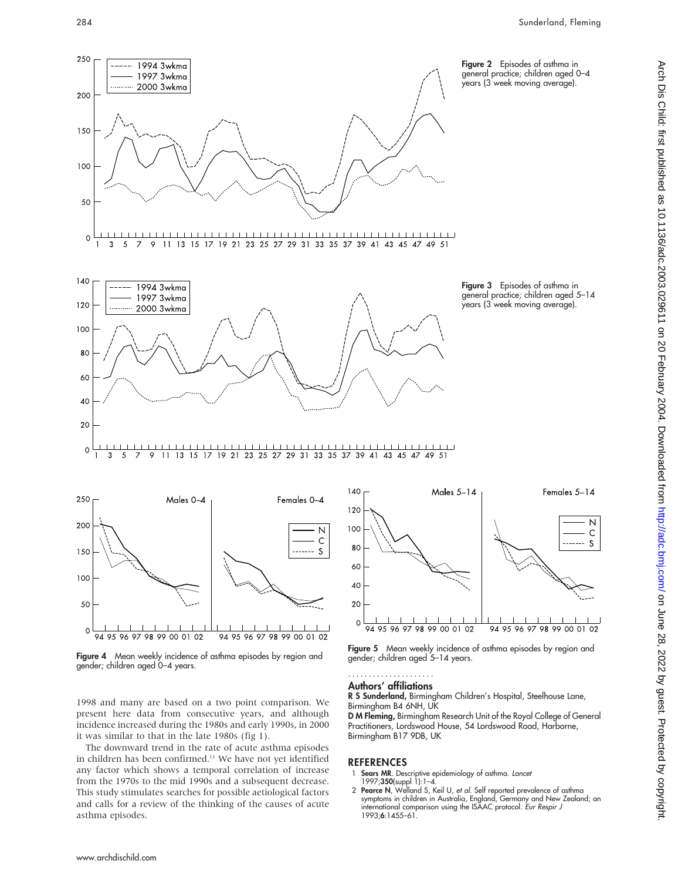Figure 2 Episodes of asthma in general practice; children aged 0–4 years (3 week moving average).

Figure 3 Episodes of asthma in general practice; children aged 5–14 years (3 week moving average).

Figure 4 Mean weekly incidence of asthma episodes by region and gender; children aged 0–4 years.

Figure 5 Mean weekly incidence of asthma episodes by region and gender; children aged 5–14 years.

1998 and many are based on a two point comparison. We present here data from consecutive years, and although incidence increased during the 1980s and early 1990s, in 2000 it was similar to that in the late 1980s (fig 1).

The downward trend in the rate of acute asthma episodes in children has been confirmed.[11] We have not yet identified any factor which shows a temporal correlation of increase from the 1970s to the mid 1990s and a subsequent decrease. This study stimulates searches for possible aetiological factors and calls for a review of the thinking of the causes of acute asthma episodes.

## Authors' affiliations

**R S Sunderland,** Birmingham Children's Hospital, Steelhouse Lane, Birmingham B4 6NH, UK

**D M Fleming,** Birmingham Research Unit of the Royal College of General Practitioners, Lordswood House, 54 Lordswood Road, Harborne, Birmingham B17 9DB, UK

## REFERENCES

1 **Sears MR**. Descriptive epidemiology of asthma. *Lancet* 1997;**350**(suppl 1):1–4.

2 **Pearce N**, Welland S, Keil U, *et al*. Self reported prevalence of asthma symptoms in children in Australia, England, Germany and New Zealand; an international comparison using the ISAAC protocol. *Eur Respir J* 1993;**6**:1455–61.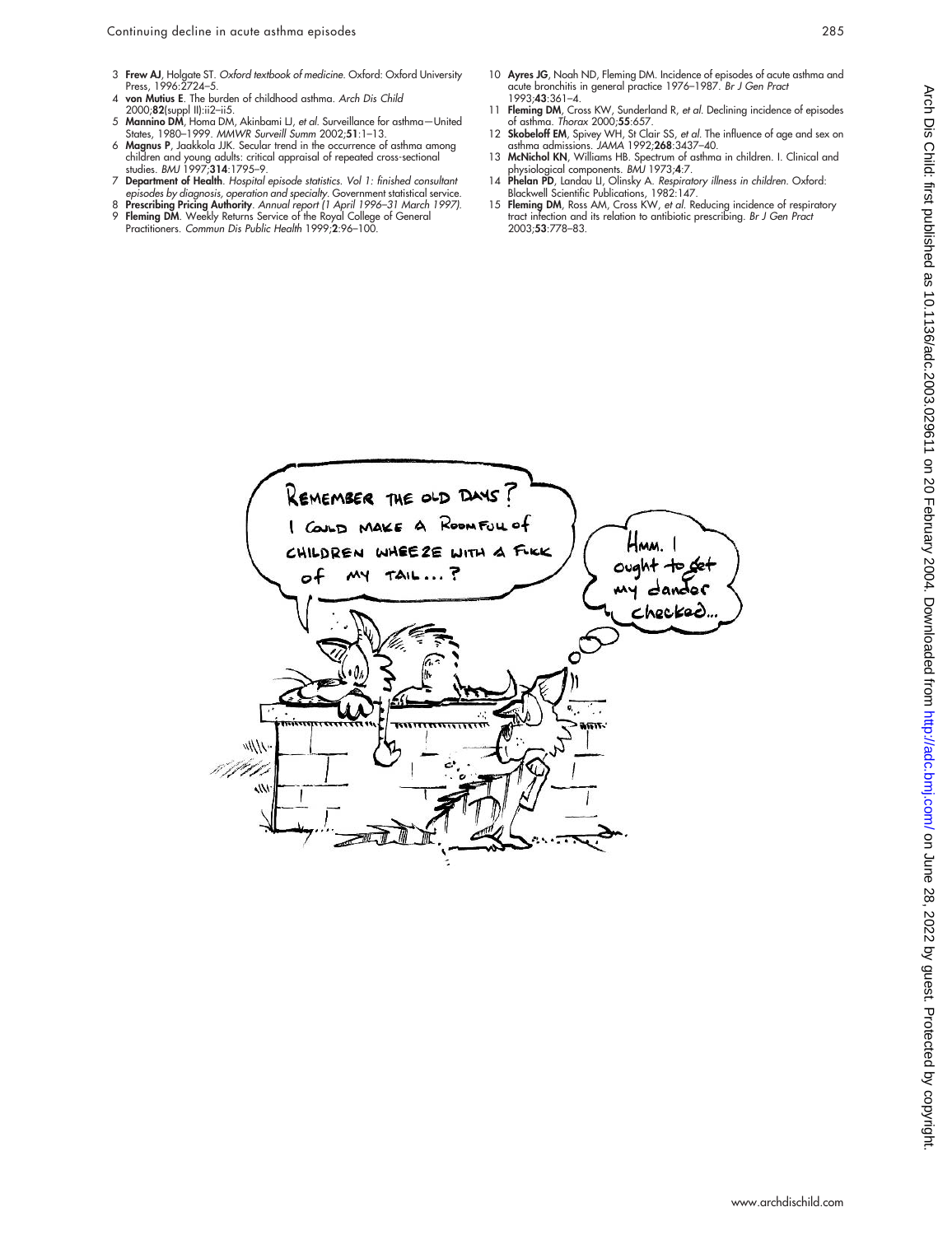3 **Frew AJ**, Holgate ST. *Oxford textbook of medicine*. Oxford: Oxford University Press, 1996:2724–5.
4 **von Mutius E**. The burden of childhood asthma. *Arch Dis Child* 2000;**82**(suppl II):ii2–ii5.
5 **Mannino DM**, Homa DM, Akinbami LJ, *et al*. Surveillance for asthma—United States, 1980–1999. *MMWR Surveill Summ* 2002;**51**:1–13.
6 **Magnus P**, Jaakkola JJK. Secular trend in the occurrence of asthma among children and young adults: critical appraisal of repeated cross-sectional studies. *BMJ* 1997;**314**:1795–9.
7 **Department of Health**. *Hospital episode statistics. Vol 1: finished consultant episodes by diagnosis, operation and specialty*. Government statistical service.
8 **Prescribing Pricing Authority**. *Annual report (1 April 1996–31 March 1997)*.
9 **Fleming DM**. Weekly Returns Service of the Royal College of General Practitioners. *Commun Dis Public Health* 1999;**2**:96–100.
10 **Ayres JG**, Noah ND, Fleming DM. Incidence of episodes of acute asthma and acute bronchitis in general practice 1976–1987. *Br J Gen Pract* 1993;**43**:361–4.
11 **Fleming DM**, Cross KW, Sunderland R, *et al*. Declining incidence of episodes of asthma. *Thorax* 2000;**55**:657.
12 **Skobeloff EM**, Spivey WH, St Clair SS, *et al*. The influence of age and sex on asthma admissions. *JAMA* 1992;**268**:3437–40.
13 **McNichol KN**, Williams HB. Spectrum of asthma in children. I. Clinical and physiological components. *BMJ* 1973;**4**:7.
14 **Phelan PD**, Landau LI, Olinsky A. *Respiratory illness in children*. Oxford: Blackwell Scientific Publications, 1982:147.
15 **Fleming DM**, Ross AM, Cross KW, *et al*. Reducing incidence of respiratory tract infection and its relation to antibiotic prescribing. *Br J Gen Pract* 2003;**53**:778–83.